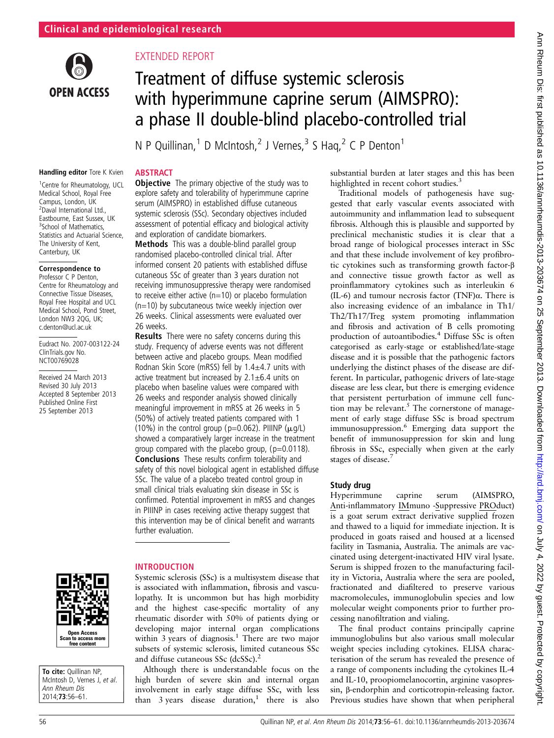## Clinical and epidemiological research

EXTENDED REPORT

# Treatment of diffuse systemic sclerosis with hyperimmune caprine serum (AIMSPRO): a phase II double-blind placebo-controlled trial

N P Quillinan,[1] D McIntosh,[2] J Vernes,[3] S Haq,[2] C P Denton[1]

**Handling editor** Tore K Kvien

[1]Centre for Rheumatology, UCL Medical School, Royal Free Campus, London, UK
[2]Daval International Ltd., Eastbourne, East Sussex, UK
[3]School of Mathematics, Statistics and Actuarial Science, The University of Kent, Canterbury, UK

**Correspondence to**
Professor C P Denton, Centre for Rheumatology and Connective Tissue Diseases, Royal Free Hospital and UCL Medical School, Pond Street, London NW3 2QG, UK; c.denton@ucl.ac.uk

Eudract No. 2007-003122-24
ClinTrials.gov No. NCT00769028

Received 24 March 2013
Revised 30 July 2013
Accepted 8 September 2013
Published Online First 25 September 2013

**To cite:** Quillinan NP, McIntosh D, Vernes J, *et al*. *Ann Rheum Dis* 2014;**73**:56–61.

## ABSTRACT

**Objective** The primary objective of the study was to explore safety and tolerability of hyperimmune caprine serum (AIMSPRO) in established diffuse cutaneous systemic sclerosis (SSc). Secondary objectives included assessment of potential efficacy and biological activity and exploration of candidate biomarkers.

**Methods** This was a double-blind parallel group randomised placebo-controlled clinical trial. After informed consent 20 patients with established diffuse cutaneous SSc of greater than 3 years duration not receiving immunosuppressive therapy were randomised to receive either active (n=10) or placebo formulation (n=10) by subcutaneous twice weekly injection over 26 weeks. Clinical assessments were evaluated over 26 weeks.

**Results** There were no safety concerns during this study. Frequency of adverse events was not different between active and placebo groups. Mean modified Rodnan Skin Score (mRSS) fell by 1.4±4.7 units with active treatment but increased by 2.1±6.4 units on placebo when baseline values were compared with 26 weeks and responder analysis showed clinically meaningful improvement in mRSS at 26 weeks in 5 (50%) of actively treated patients compared with 1 (10%) in the control group (p=0.062). PIIINP (μg/L) showed a comparatively larger increase in the treatment group compared with the placebo group, (p=0.0118).

**Conclusions** These results confirm tolerability and safety of this novel biological agent in established diffuse SSc. The value of a placebo treated control group in small clinical trials evaluating skin disease in SSc is confirmed. Potential improvement in mRSS and changes in PIIINP in cases receiving active therapy suggest that this intervention may be of clinical benefit and warrants further evaluation.

## INTRODUCTION

Systemic sclerosis (SSc) is a multisystem disease that is associated with inflammation, fibrosis and vasculopathy. It is uncommon but has high morbidity and the highest case-specific mortality of any rheumatic disorder with 50% of patients dying or developing major internal organ complications within 3 years of diagnosis.[1] There are two major subsets of systemic sclerosis, limited cutaneous SSc and diffuse cutaneous SSc (dcSSc).[2]

Although there is understandable focus on the high burden of severe skin and internal organ involvement in early stage diffuse SSc, with less than 3 years disease duration,[1] there is also substantial burden at later stages and this has been highlighted in recent cohort studies.[3]

Traditional models of pathogenesis have suggested that early vascular events associated with autoimmunity and inflammation lead to subsequent fibrosis. Although this is plausible and supported by preclinical mechanistic studies it is clear that a broad range of biological processes interact in SSc and that these include involvement of key profibrotic cytokines such as transforming growth factor-β and connective tissue growth factor as well as proinflammatory cytokines such as interleukin 6 (IL-6) and tumour necrosis factor (TNF)α. There is also increasing evidence of an imbalance in Th1/Th2/Th17/Treg system promoting inflammation and fibrosis and activation of B cells promoting production of autoantibodies.[4] Diffuse SSc is often categorised as early-stage or established/late-stage disease and it is possible that the pathogenic factors underlying the distinct phases of the disease are different. In particular, pathogenic drivers of late-stage disease are less clear, but there is emerging evidence that persistent perturbation of immune cell function may be relevant.[5] The cornerstone of management of early stage diffuse SSc is broad spectrum immunosuppression.[6] Emerging data support the benefit of immunosuppression for skin and lung fibrosis in SSc, especially when given at the early stages of disease.[7]

### Study drug

Hyperimmune caprine serum (AIMSPRO, Anti-inflammatory IMmuno -Suppressive PROduct) is a goat serum extract derivative supplied frozen and thawed to a liquid for immediate injection. It is produced in goats raised and housed at a licensed facility in Tasmania, Australia. The animals are vaccinated using detergent-inactivated HIV viral lysate. Serum is shipped frozen to the manufacturing facility in Victoria, Australia where the sera are pooled, fractionated and diafiltered to preserve various macromolecules, immunoglobulin species and low molecular weight components prior to further processing nanofiltration and vialing.

The final product contains principally caprine immunoglobulins but also various small molecular weight species including cytokines. ELISA characterisation of the serum has revealed the presence of a range of components including the cytokines IL-4 and IL-10, proopiomelanocortin, arginine vasopressin, β-endorphin and corticotropin-releasing factor. Previous studies have shown that when peripheral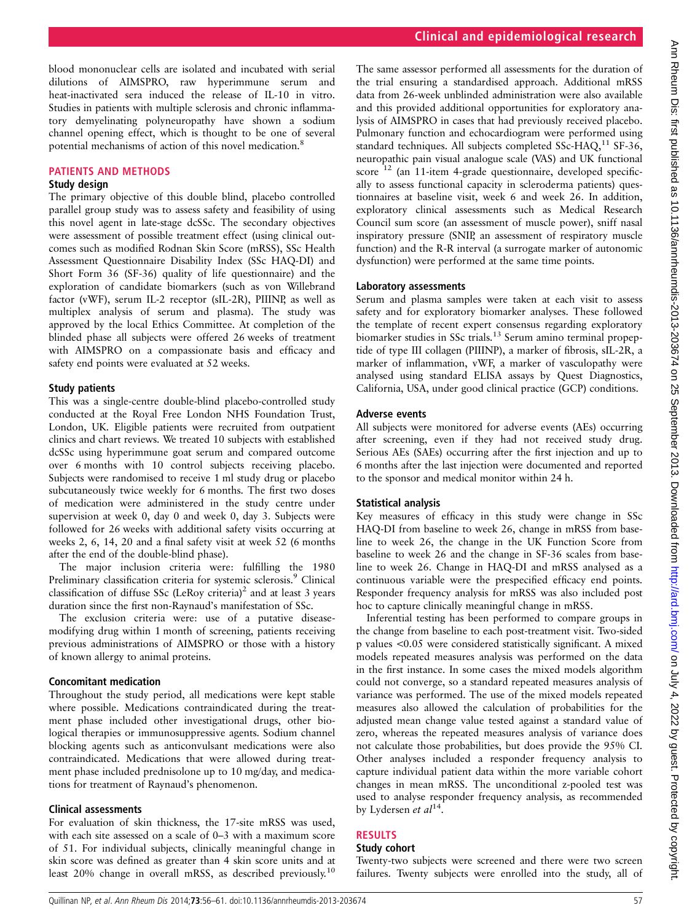blood mononuclear cells are isolated and incubated with serial dilutions of AIMSPRO, raw hyperimmune serum and heat-inactivated sera induced the release of IL-10 in vitro. Studies in patients with multiple sclerosis and chronic inflammatory demyelinating polyneuropathy have shown a sodium channel opening effect, which is thought to be one of several potential mechanisms of action of this novel medication.[8]

## PATIENTS AND METHODS

### Study design

The primary objective of this double blind, placebo controlled parallel group study was to assess safety and feasibility of using this novel agent in late-stage dcSSc. The secondary objectives were assessment of possible treatment effect (using clinical outcomes such as modified Rodnan Skin Score (mRSS), SSc Health Assessment Questionnaire Disability Index (SSc HAQ-DI) and Short Form 36 (SF-36) quality of life questionnaire) and the exploration of candidate biomarkers (such as von Willebrand factor (vWF), serum IL-2 receptor (sIL-2R), PIIINP, as well as multiplex analysis of serum and plasma). The study was approved by the local Ethics Committee. At completion of the blinded phase all subjects were offered 26 weeks of treatment with AIMSPRO on a compassionate basis and efficacy and safety end points were evaluated at 52 weeks.

### Study patients

This was a single-centre double-blind placebo-controlled study conducted at the Royal Free London NHS Foundation Trust, London, UK. Eligible patients were recruited from outpatient clinics and chart reviews. We treated 10 subjects with established dcSSc using hyperimmune goat serum and compared outcome over 6 months with 10 control subjects receiving placebo. Subjects were randomised to receive 1 ml study drug or placebo subcutaneously twice weekly for 6 months. The first two doses of medication were administered in the study centre under supervision at week 0, day 0 and week 0, day 3. Subjects were followed for 26 weeks with additional safety visits occurring at weeks 2, 6, 14, 20 and a final safety visit at week 52 (6 months after the end of the double-blind phase).

The major inclusion criteria were: fulfilling the 1980 Preliminary classification criteria for systemic sclerosis.[9] Clinical classification of diffuse SSc (LeRoy criteria)[2] and at least 3 years duration since the first non-Raynaud's manifestation of SSc.

The exclusion criteria were: use of a putative disease-modifying drug within 1 month of screening, patients receiving previous administrations of AIMSPRO or those with a history of known allergy to animal proteins.

### Concomitant medication

Throughout the study period, all medications were kept stable where possible. Medications contraindicated during the treatment phase included other investigational drugs, other biological therapies or immunosuppressive agents. Sodium channel blocking agents such as anticonvulsant medications were also contraindicated. Medications that were allowed during treatment phase included prednisolone up to 10 mg/day, and medications for treatment of Raynaud's phenomenon.

### Clinical assessments

For evaluation of skin thickness, the 17-site mRSS was used, with each site assessed on a scale of 0–3 with a maximum score of 51. For individual subjects, clinically meaningful change in skin score was defined as greater than 4 skin score units and at least 20% change in overall mRSS, as described previously.[10] The same assessor performed all assessments for the duration of the trial ensuring a standardised approach. Additional mRSS data from 26-week unblinded administration were also available and this provided additional opportunities for exploratory analysis of AIMSPRO in cases that had previously received placebo. Pulmonary function and echocardiogram were performed using standard techniques. All subjects completed SSc-HAQ,[11] SF-36, neuropathic pain visual analogue scale (VAS) and UK functional score [12] (an 11-item 4-grade questionnaire, developed specifically to assess functional capacity in scleroderma patients) questionnaires at baseline visit, week 6 and week 26. In addition, exploratory clinical assessments such as Medical Research Council sum score (an assessment of muscle power), sniff nasal inspiratory pressure (SNIP, an assessment of respiratory muscle function) and the R-R interval (a surrogate marker of autonomic dysfunction) were performed at the same time points.

### Laboratory assessments

Serum and plasma samples were taken at each visit to assess safety and for exploratory biomarker analyses. These followed the template of recent expert consensus regarding exploratory biomarker studies in SSc trials.[13] Serum amino terminal propeptide of type III collagen (PIIINP), a marker of fibrosis, sIL-2R, a marker of inflammation, vWF, a marker of vasculopathy were analysed using standard ELISA assays by Quest Diagnostics, California, USA, under good clinical practice (GCP) conditions.

### Adverse events

All subjects were monitored for adverse events (AEs) occurring after screening, even if they had not received study drug. Serious AEs (SAEs) occurring after the first injection and up to 6 months after the last injection were documented and reported to the sponsor and medical monitor within 24 h.

### Statistical analysis

Key measures of efficacy in this study were change in SSc HAQ-DI from baseline to week 26, change in mRSS from baseline to week 26, the change in the UK Function Score from baseline to week 26 and the change in SF-36 scales from baseline to week 26. Change in HAQ-DI and mRSS analysed as a continuous variable were the prespecified efficacy end points. Responder frequency analysis for mRSS was also included post hoc to capture clinically meaningful change in mRSS.

Inferential testing has been performed to compare groups in the change from baseline to each post-treatment visit. Two-sided p values <0.05 were considered statistically significant. A mixed models repeated measures analysis was performed on the data in the first instance. In some cases the mixed models algorithm could not converge, so a standard repeated measures analysis of variance was performed. The use of the mixed models repeated measures also allowed the calculation of probabilities for the adjusted mean change value tested against a standard value of zero, whereas the repeated measures analysis of variance does not calculate those probabilities, but does provide the 95% CI. Other analyses included a responder frequency analysis to capture individual patient data within the more variable cohort changes in mean mRSS. The unconditional z-pooled test was used to analyse responder frequency analysis, as recommended by Lydersen *et al*[14].

## RESULTS

### Study cohort

Twenty-two subjects were screened and there were two screen failures. Twenty subjects were enrolled into the study, all of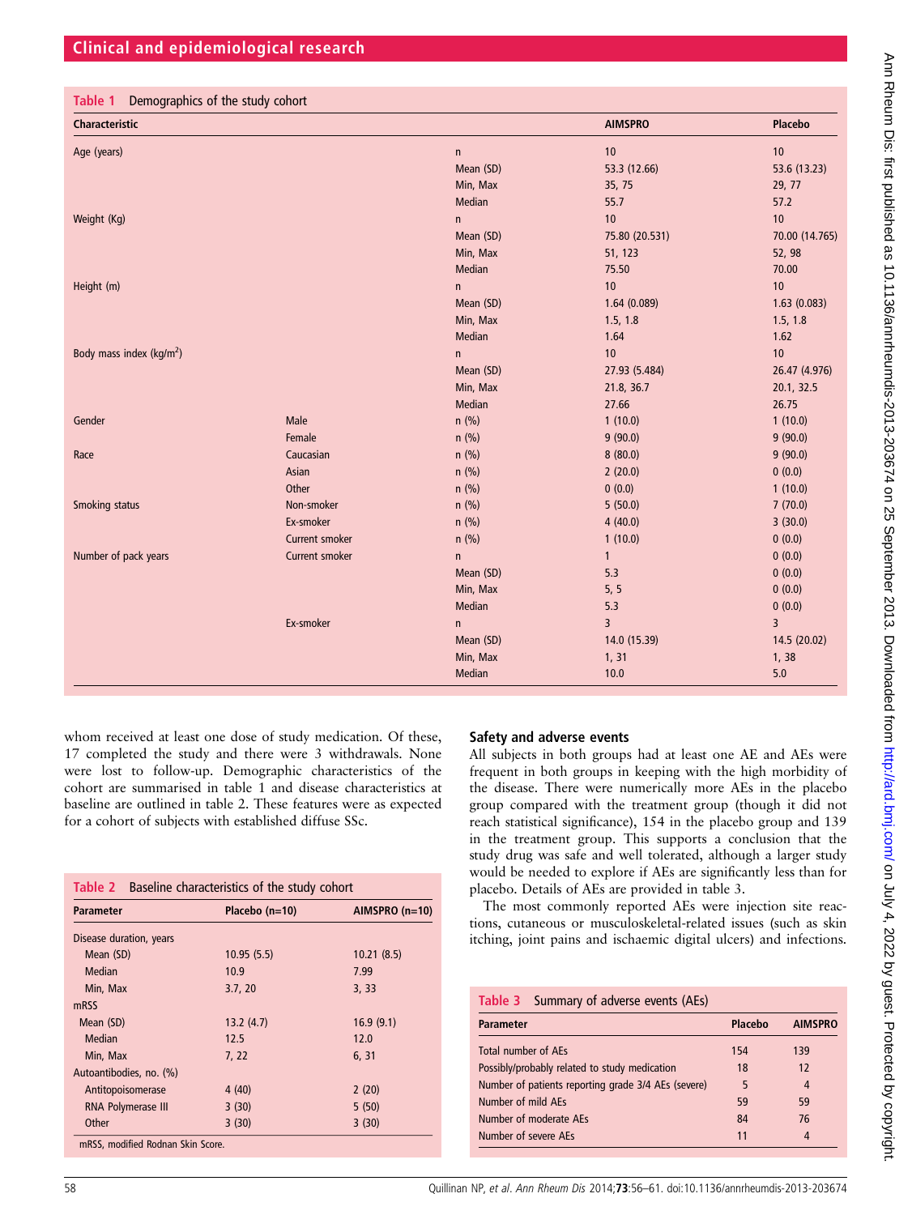**Table 1** Demographics of the study cohort

| Characteristic | | | AIMSPRO | Placebo |
|---|---|---|---|---|
| Age (years) | | n | 10 | 10 |
| | | Mean (SD) | 53.3 (12.66) | 53.6 (13.23) |
| | | Min, Max | 35, 75 | 29, 77 |
| | | Median | 55.7 | 57.2 |
| Weight (Kg) | | n | 10 | 10 |
| | | Mean (SD) | 75.80 (20.531) | 70.00 (14.765) |
| | | Min, Max | 51, 123 | 52, 98 |
| | | Median | 75.50 | 70.00 |
| Height (m) | | n | 10 | 10 |
| | | Mean (SD) | 1.64 (0.089) | 1.63 (0.083) |
| | | Min, Max | 1.5, 1.8 | 1.5, 1.8 |
| | | Median | 1.64 | 1.62 |
| Body mass index (kg/m$^2$) | | n | 10 | 10 |
| | | Mean (SD) | 27.93 (5.484) | 26.47 (4.976) |
| | | Min, Max | 21.8, 36.7 | 20.1, 32.5 |
| | | Median | 27.66 | 26.75 |
| Gender | Male | n (%) | 1 (10.0) | 1 (10.0) |
| | Female | n (%) | 9 (90.0) | 9 (90.0) |
| Race | Caucasian | n (%) | 8 (80.0) | 9 (90.0) |
| | Asian | n (%) | 2 (20.0) | 0 (0.0) |
| | Other | n (%) | 0 (0.0) | 1 (10.0) |
| Smoking status | Non-smoker | n (%) | 5 (50.0) | 7 (70.0) |
| | Ex-smoker | n (%) | 4 (40.0) | 3 (30.0) |
| | Current smoker | n (%) | 1 (10.0) | 0 (0.0) |
| Number of pack years | Current smoker | n | 1 | 0 (0.0) |
| | | Mean (SD) | 5.3 | 0 (0.0) |
| | | Min, Max | 5, 5 | 0 (0.0) |
| | | Median | 5.3 | 0 (0.0) |
| | Ex-smoker | n | 3 | 3 |
| | | Mean (SD) | 14.0 (15.39) | 14.5 (20.02) |
| | | Min, Max | 1, 31 | 1, 38 |
| | | Median | 10.0 | 5.0 |

whom received at least one dose of study medication. Of these, 17 completed the study and there were 3 withdrawals. None were lost to follow-up. Demographic characteristics of the cohort are summarised in table 1 and disease characteristics at baseline are outlined in table 2. These features were as expected for a cohort of subjects with established diffuse SSc.

**Table 2** Baseline characteristics of the study cohort

| Parameter | Placebo (n=10) | AIMSPRO (n=10) |
|---|---|---|
| Disease duration, years | | |
| Mean (SD) | 10.95 (5.5) | 10.21 (8.5) |
| Median | 10.9 | 7.99 |
| Min, Max | 3.7, 20 | 3, 33 |
| mRSS | | |
| Mean (SD) | 13.2 (4.7) | 16.9 (9.1) |
| Median | 12.5 | 12.0 |
| Min, Max | 7, 22 | 6, 31 |
| Autoantibodies, no. (%) | | |
| Antitopoisomerase | 4 (40) | 2 (20) |
| RNA Polymerase III | 3 (30) | 5 (50) |
| Other | 3 (30) | 3 (30) |

mRSS, modified Rodnan Skin Score.

### Safety and adverse events

All subjects in both groups had at least one AE and AEs were frequent in both groups in keeping with the high morbidity of the disease. There were numerically more AEs in the placebo group compared with the treatment group (though it did not reach statistical significance), 154 in the placebo group and 139 in the treatment group. This supports a conclusion that the study drug was safe and well tolerated, although a larger study would be needed to explore if AEs are significantly less than for placebo. Details of AEs are provided in table 3.

The most commonly reported AEs were injection site reactions, cutaneous or musculoskeletal-related issues (such as skin itching, joint pains and ischaemic digital ulcers) and infections.

**Table 3** Summary of adverse events (AEs)

| Parameter | Placebo | AIMSPRO |
|---|---|---|
| Total number of AEs | 154 | 139 |
| Possibly/probably related to study medication | 18 | 12 |
| Number of patients reporting grade 3/4 AEs (severe) | 5 | 4 |
| Number of mild AEs | 59 | 59 |
| Number of moderate AEs | 84 | 76 |
| Number of severe AEs | 11 | 4 |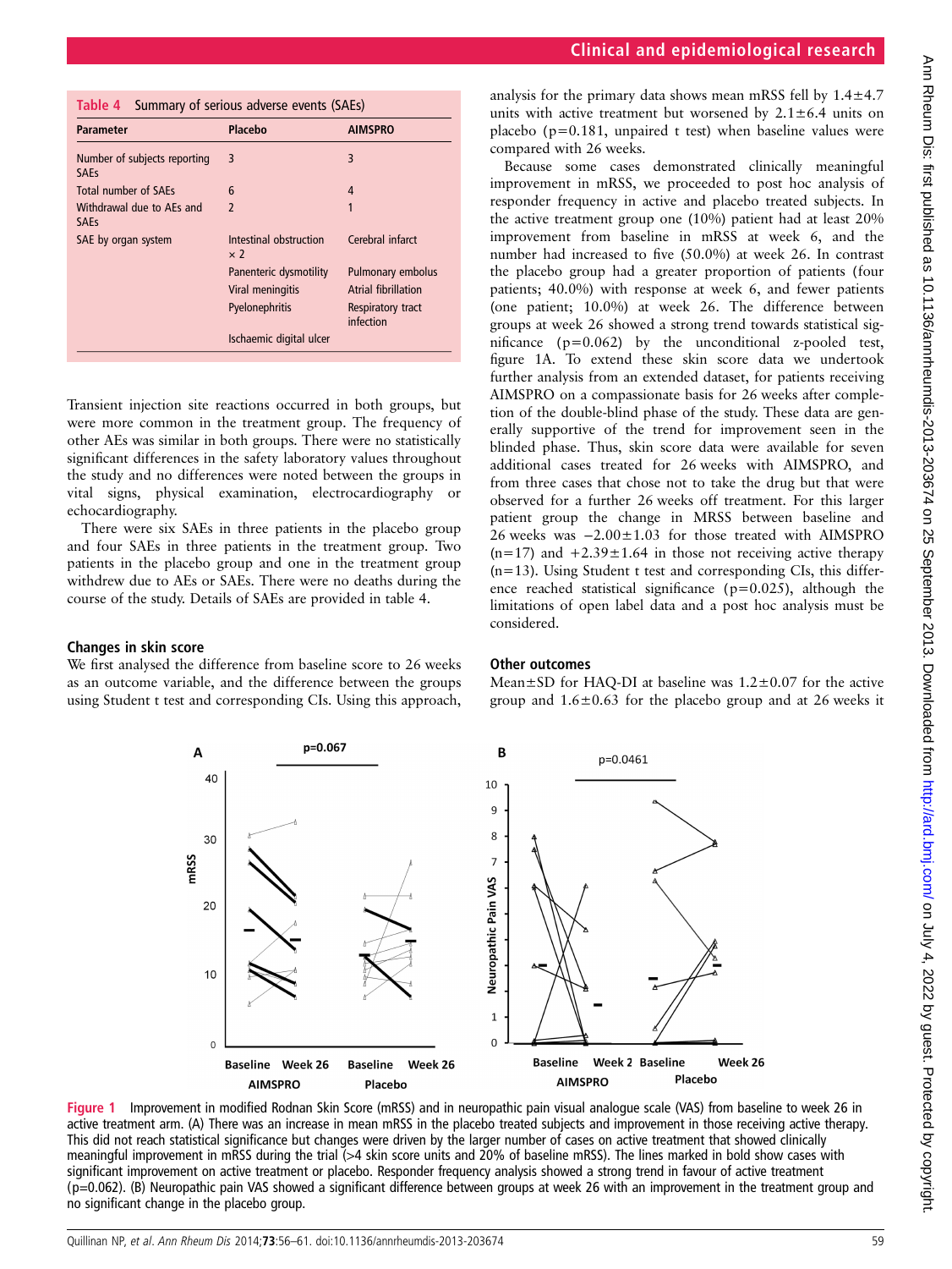**Table 4** Summary of serious adverse events (SAEs)

| Parameter | Placebo | AIMSPRO |
|---|---|---|
| Number of subjects reporting SAEs | 3 | 3 |
| Total number of SAEs | 6 | 4 |
| Withdrawal due to AEs and SAEs | 2 | 1 |
| SAE by organ system | Intestinal obstruction ×2 | Cerebral infarct |
| | Panenteric dysmotility | Pulmonary embolus |
| | Viral meningitis | Atrial fibrillation |
| | Pyelonephritis | Respiratory tract infection |
| | Ischaemic digital ulcer | |

Transient injection site reactions occurred in both groups, but were more common in the treatment group. The frequency of other AEs was similar in both groups. There were no statistically significant differences in the safety laboratory values throughout the study and no differences were noted between the groups in vital signs, physical examination, electrocardiography or echocardiography.

There were six SAEs in three patients in the placebo group and four SAEs in three patients in the treatment group. Two patients in the placebo group and one in the treatment group withdrew due to AEs or SAEs. There were no deaths during the course of the study. Details of SAEs are provided in table 4.

### Changes in skin score

We first analysed the difference from baseline score to 26 weeks as an outcome variable, and the difference between the groups using Student t test and corresponding CIs. Using this approach, analysis for the primary data shows mean mRSS fell by 1.4±4.7 units with active treatment but worsened by 2.1±6.4 units on placebo (p=0.181, unpaired t test) when baseline values were compared with 26 weeks.

Because some cases demonstrated clinically meaningful improvement in mRSS, we proceeded to post hoc analysis of responder frequency in active and placebo treated subjects. In the active treatment group one (10%) patient had at least 20% improvement from baseline in mRSS at week 6, and the number had increased to five (50.0%) at week 26. In contrast the placebo group had a greater proportion of patients (four patients; 40.0%) with response at week 6, and fewer patients (one patient; 10.0%) at week 26. The difference between groups at week 26 showed a strong trend towards statistical significance (p=0.062) by the unconditional z-pooled test, figure 1A. To extend these skin score data we undertook further analysis from an extended dataset, for patients receiving AIMSPRO on a compassionate basis for 26 weeks after completion of the double-blind phase of the study. These data are generally supportive of the trend for improvement seen in the blinded phase. Thus, skin score data were available for seven additional cases treated for 26 weeks with AIMSPRO, and from three cases that chose not to take the drug but that were observed for a further 26 weeks off treatment. For this larger patient group the change in MRSS between baseline and 26 weeks was −2.00±1.03 for those treated with AIMSPRO (n=17) and +2.39±1.64 in those not receiving active therapy (n=13). Using Student t test and corresponding CIs, this difference reached statistical significance (p=0.025), although the limitations of open label data and a post hoc analysis must be considered.

### Other outcomes

Mean±SD for HAQ-DI at baseline was 1.2±0.07 for the active group and 1.6±0.63 for the placebo group and at 26 weeks it

**Figure 1** Improvement in modified Rodnan Skin Score (mRSS) and in neuropathic pain visual analogue scale (VAS) from baseline to week 26 in active treatment arm. (A) There was an increase in mean mRSS in the placebo treated subjects and improvement in those receiving active therapy. This did not reach statistical significance but changes were driven by the larger number of cases on active treatment that showed clinically meaningful improvement in mRSS during the trial (>4 skin score units and 20% of baseline mRSS). The lines marked in bold show cases with significant improvement on active treatment or placebo. Responder frequency analysis showed a strong trend in favour of active treatment (p=0.062). (B) Neuropathic pain VAS showed a significant difference between groups at week 26 with an improvement in the treatment group and no significant change in the placebo group.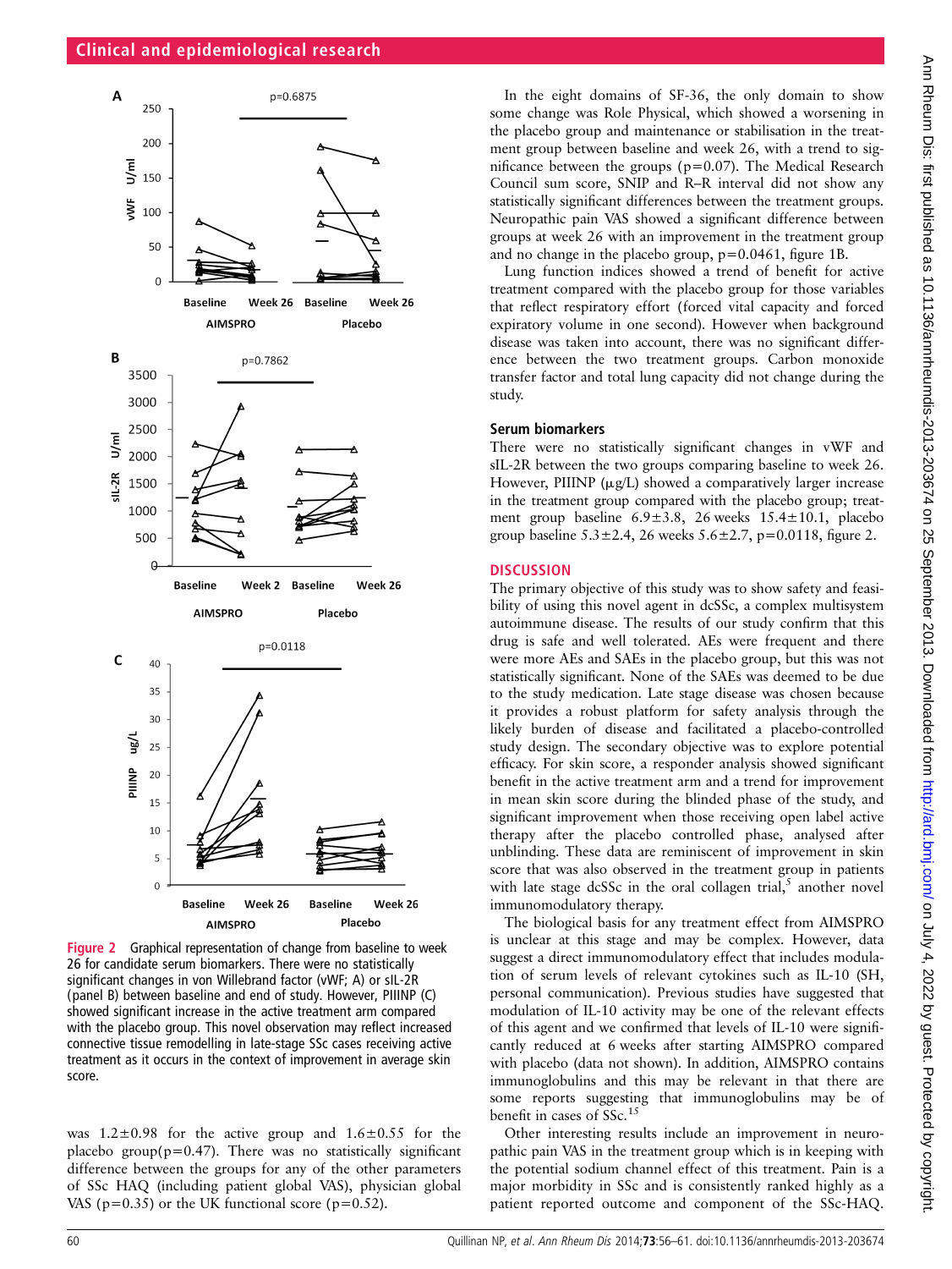Figure 2 Graphical representation of change from baseline to week 26 for candidate serum biomarkers. There were no statistically significant changes in von Willebrand factor (vWF; A) or sIL-2R (panel B) between baseline and end of study. However, PIIINP (C) showed significant increase in the active treatment arm compared with the placebo group. This novel observation may reflect increased connective tissue remodelling in late-stage SSc cases receiving active treatment as it occurs in the context of improvement in average skin score.

was 1.2±0.98 for the active group and 1.6±0.55 for the placebo group(p=0.47). There was no statistically significant difference between the groups for any of the other parameters of SSc HAQ (including patient global VAS), physician global VAS (p=0.35) or the UK functional score (p=0.52).

In the eight domains of SF-36, the only domain to show some change was Role Physical, which showed a worsening in the placebo group and maintenance or stabilisation in the treatment group between baseline and week 26, with a trend to significance between the groups (p=0.07). The Medical Research Council sum score, SNIP and R–R interval did not show any statistically significant differences between the treatment groups. Neuropathic pain VAS showed a significant difference between groups at week 26 with an improvement in the treatment group and no change in the placebo group, p=0.0461, figure 1B.

Lung function indices showed a trend of benefit for active treatment compared with the placebo group for those variables that reflect respiratory effort (forced vital capacity and forced expiratory volume in one second). However when background disease was taken into account, there was no significant difference between the two treatment groups. Carbon monoxide transfer factor and total lung capacity did not change during the study.

### Serum biomarkers

There were no statistically significant changes in vWF and sIL-2R between the two groups comparing baseline to week 26. However, PIIINP (μg/L) showed a comparatively larger increase in the treatment group compared with the placebo group; treatment group baseline 6.9±3.8, 26 weeks 15.4±10.1, placebo group baseline 5.3±2.4, 26 weeks 5.6±2.7, p=0.0118, figure 2.

## DISCUSSION

The primary objective of this study was to show safety and feasibility of using this novel agent in dcSSc, a complex multisystem autoimmune disease. The results of our study confirm that this drug is safe and well tolerated. AEs were frequent and there were more AEs and SAEs in the placebo group, but this was not statistically significant. None of the SAEs was deemed to be due to the study medication. Late stage disease was chosen because it provides a robust platform for safety analysis through the likely burden of disease and facilitated a placebo-controlled study design. The secondary objective was to explore potential efficacy. For skin score, a responder analysis showed significant benefit in the active treatment arm and a trend for improvement in mean skin score during the blinded phase of the study, and significant improvement when those receiving open label active therapy after the placebo controlled phase, analysed after unblinding. These data are reminiscent of improvement in skin score that was also observed in the treatment group in patients with late stage dcSSc in the oral collagen trial,[5] another novel immunomodulatory therapy.

The biological basis for any treatment effect from AIMSPRO is unclear at this stage and may be complex. However, data suggest a direct immunomodulatory effect that includes modulation of serum levels of relevant cytokines such as IL-10 (SH, personal communication). Previous studies have suggested that modulation of IL-10 activity may be one of the relevant effects of this agent and we confirmed that levels of IL-10 were significantly reduced at 6 weeks after starting AIMSPRO compared with placebo (data not shown). In addition, AIMSPRO contains immunoglobulins and this may be relevant in that there are some reports suggesting that immunoglobulins may be of benefit in cases of SSc.[15]

Other interesting results include an improvement in neuropathic pain VAS in the treatment group which is in keeping with the potential sodium channel effect of this treatment. Pain is a major morbidity in SSc and is consistently ranked highly as a patient reported outcome and component of the SSc-HAQ.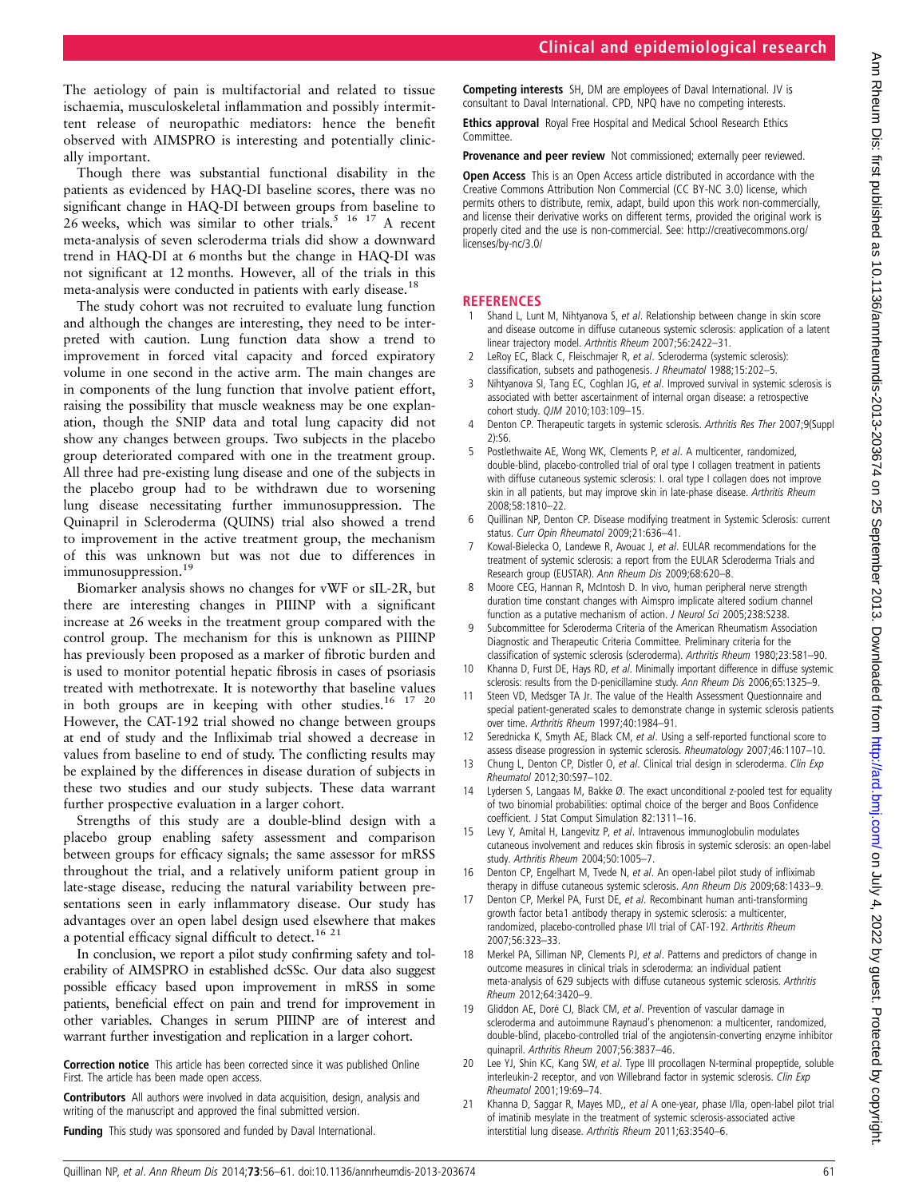The aetiology of pain is multifactorial and related to tissue ischaemia, musculoskeletal inflammation and possibly intermittent release of neuropathic mediators: hence the benefit observed with AIMSPRO is interesting and potentially clinically important.

Though there was substantial functional disability in the patients as evidenced by HAQ-DI baseline scores, there was no significant change in HAQ-DI between groups from baseline to 26 weeks, which was similar to other trials.[5 16 17] A recent meta-analysis of seven scleroderma trials did show a downward trend in HAQ-DI at 6 months but the change in HAQ-DI was not significant at 12 months. However, all of the trials in this meta-analysis were conducted in patients with early disease.[18]

The study cohort was not recruited to evaluate lung function and although the changes are interesting, they need to be interpreted with caution. Lung function data show a trend to improvement in forced vital capacity and forced expiratory volume in one second in the active arm. The main changes are in components of the lung function that involve patient effort, raising the possibility that muscle weakness may be one explanation, though the SNIP data and total lung capacity did not show any changes between groups. Two subjects in the placebo group deteriorated compared with one in the treatment group. All three had pre-existing lung disease and one of the subjects in the placebo group had to be withdrawn due to worsening lung disease necessitating further immunosuppression. The Quinapril in Scleroderma (QUINS) trial also showed a trend to improvement in the active treatment group, the mechanism of this was unknown but was not due to differences in immunosuppression.[19]

Biomarker analysis shows no changes for vWF or sIL-2R, but there are interesting changes in PIIINP with a significant increase at 26 weeks in the treatment group compared with the control group. The mechanism for this is unknown as PIIINP has previously been proposed as a marker of fibrotic burden and is used to monitor potential hepatic fibrosis in cases of psoriasis treated with methotrexate. It is noteworthy that baseline values in both groups are in keeping with other studies.[16 17 20] However, the CAT-192 trial showed no change between groups at end of study and the Infliximab trial showed a decrease in values from baseline to end of study. The conflicting results may be explained by the differences in disease duration of subjects in these two studies and our study subjects. These data warrant further prospective evaluation in a larger cohort.

Strengths of this study are a double-blind design with a placebo group enabling safety assessment and comparison between groups for efficacy signals; the same assessor for mRSS throughout the trial, and a relatively uniform patient group in late-stage disease, reducing the natural variability between presentations seen in early inflammatory disease. Our study has advantages over an open label design used elsewhere that makes a potential efficacy signal difficult to detect.[16 21]

In conclusion, we report a pilot study confirming safety and tolerability of AIMSPRO in established dcSSc. Our data also suggest possible efficacy based upon improvement in mRSS in some patients, beneficial effect on pain and trend for improvement in other variables. Changes in serum PIIINP are of interest and warrant further investigation and replication in a larger cohort.

**Correction notice** This article has been corrected since it was published Online First. The article has been made open access.

**Contributors** All authors were involved in data acquisition, design, analysis and writing of the manuscript and approved the final submitted version.

**Funding** This study was sponsored and funded by Daval International.

**Competing interests** SH, DM are employees of Daval International. JV is consultant to Daval International. CPD, NPQ have no competing interests.

**Ethics approval** Royal Free Hospital and Medical School Research Ethics Committee.

**Provenance and peer review** Not commissioned; externally peer reviewed.

**Open Access** This is an Open Access article distributed in accordance with the Creative Commons Attribution Non Commercial (CC BY-NC 3.0) license, which permits others to distribute, remix, adapt, build upon this work non-commercially, and license their derivative works on different terms, provided the original work is properly cited and the use is non-commercial. See: http://creativecommons.org/licenses/by-nc/3.0/

## REFERENCES

1. Shand L, Lunt M, Nihtyanova S, *et al*. Relationship between change in skin score and disease outcome in diffuse cutaneous systemic sclerosis: application of a latent linear trajectory model. *Arthritis Rheum* 2007;56:2422–31.
2. LeRoy EC, Black C, Fleischmajer R, *et al*. Scleroderma (systemic sclerosis): classification, subsets and pathogenesis. *J Rheumatol* 1988;15:202–5.
3. Nihtyanova SI, Tang EC, Coghlan JG, *et al*. Improved survival in systemic sclerosis is associated with better ascertainment of internal organ disease: a retrospective cohort study. *QJM* 2010;103:109–15.
4. Denton CP. Therapeutic targets in systemic sclerosis. *Arthritis Res Ther* 2007;9(Suppl 2):S6.
5. Postlethwaite AE, Wong WK, Clements P, *et al*. A multicenter, randomized, double-blind, placebo-controlled trial of oral type I collagen treatment in patients with diffuse cutaneous systemic sclerosis: I. oral type I collagen does not improve skin in all patients, but may improve skin in late-phase disease. *Arthritis Rheum* 2008;58:1810–22.
6. Quillinan NP, Denton CP. Disease modifying treatment in Systemic Sclerosis: current status. *Curr Opin Rheumatol* 2009;21:636–41.
7. Kowal-Bielecka O, Landewe R, Avouac J, *et al*. EULAR recommendations for the treatment of systemic sclerosis: a report from the EULAR Scleroderma Trials and Research group (EUSTAR). *Ann Rheum Dis* 2009;68:620–8.
8. Moore CEG, Hannan R, McIntosh D. In vivo, human peripheral nerve strength duration time constant changes with Aimspro implicate altered sodium channel function as a putative mechanism of action. *J Neurol Sci* 2005;238:S238.
9. Subcommittee for Scleroderma Criteria of the American Rheumatism Association Diagnostic and Therapeutic Criteria Committee. Preliminary criteria for the classification of systemic sclerosis (scleroderma). *Arthritis Rheum* 1980;23:581–90.
10. Khanna D, Furst DE, Hays RD, *et al*. Minimally important difference in diffuse systemic sclerosis: results from the D-penicillamine study. *Ann Rheum Dis* 2006;65:1325–9.
11. Steen VD, Medsger TA Jr. The value of the Health Assessment Questionnaire and special patient-generated scales to demonstrate change in systemic sclerosis patients over time. *Arthritis Rheum* 1997;40:1984–91.
12. Serednicka K, Smyth AE, Black CM, *et al*. Using a self-reported functional score to assess disease progression in systemic sclerosis. *Rheumatology* 2007;46:1107–10.
13. Chung L, Denton CP, Distler O, *et al*. Clinical trial design in scleroderma. *Clin Exp Rheumatol* 2012;30:S97–102.
14. Lydersen S, Langaas M, Bakke Ø. The exact unconditional z-pooled test for equality of two binomial probabilities: optimal choice of the berger and Boos Confidence coefficient. J Stat Comput Simulation 82:1311–16.
15. Levy Y, Amital H, Langevitz P, *et al*. Intravenous immunoglobulin modulates cutaneous involvement and reduces skin fibrosis in systemic sclerosis: an open-label study. *Arthritis Rheum* 2004;50:1005–7.
16. Denton CP, Engelhart M, Tvede N, *et al*. An open-label pilot study of infliximab therapy in diffuse cutaneous systemic sclerosis. *Ann Rheum Dis* 2009;68:1433–9.
17. Denton CP, Merkel PA, Furst DE, *et al*. Recombinant human anti-transforming growth factor beta1 antibody therapy in systemic sclerosis: a multicenter, randomized, placebo-controlled phase I/II trial of CAT-192. *Arthritis Rheum* 2007;56:323–33.
18. Merkel PA, Silliman NP, Clements PJ, *et al*. Patterns and predictors of change in outcome measures in clinical trials in scleroderma: an individual patient meta-analysis of 629 subjects with diffuse cutaneous systemic sclerosis. *Arthritis Rheum* 2012;64:3420–9.
19. Gliddon AE, Doré CJ, Black CM, *et al*. Prevention of vascular damage in scleroderma and autoimmune Raynaud's phenomenon: a multicenter, randomized, double-blind, placebo-controlled trial of the angiotensin-converting enzyme inhibitor quinapril. *Arthritis Rheum* 2007;56:3837–46.
20. Lee YJ, Shin KC, Kang SW, *et al*. Type III procollagen N-terminal propeptide, soluble interleukin-2 receptor, and von Willebrand factor in systemic sclerosis. *Clin Exp Rheumatol* 2001;19:69–74.
21. Khanna D, Saggar R, Mayes MD,, *et al* A one-year, phase I/IIa, open-label pilot trial of imatinib mesylate in the treatment of systemic sclerosis-associated active interstitial lung disease. *Arthritis Rheum* 2011;63:3540–6.